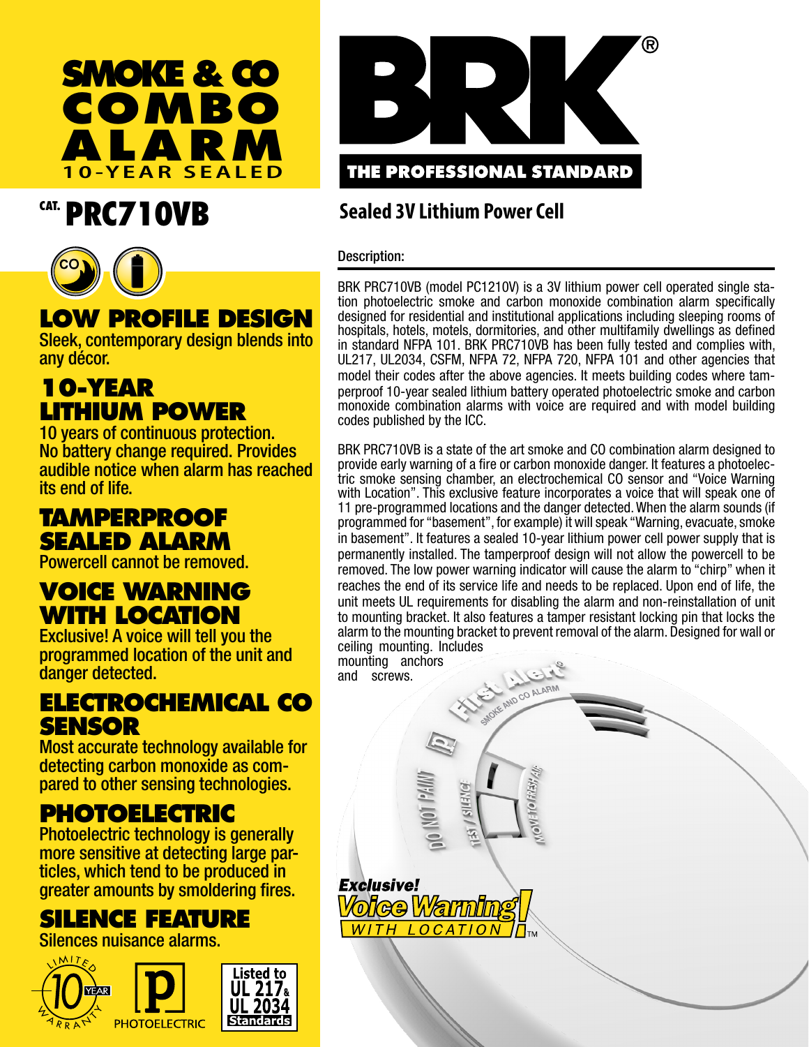# SMOKE & CO COMBO ALARM

10-YEAR SEALED

## CAT. PRC710VB

### LOW PROFILE DESIGN

Sleek, contemporary design blends into any décor.

### 10-YEAR LITHIUM POWER

10 years of continuous protection. No battery change required. Provides audible notice when alarm has reached its end of life.

### TAMPERPROOF SEALED ALARM

Powercell cannot be removed.

### VOICE WARNING WITH LOCATION

Exclusive! A voice will tell you the programmed location of the unit and danger detected.

### ELECTROCHEMICAL CO SENSOR

Most accurate technology available for detecting carbon monoxide as compared to other sensing technologies.

### PHOTOELECTRIC

Photoelectric technology is generally more sensitive at detecting large particles, which tend to be produced in greater amounts by smoldering fires.

### SILENCE FEATURE

Silences nuisance alarms.

LIMITED 10 YEAR WARRANTY

PHOTOELECTRIC

Listed to UL 217 & UL 2034 Standards

# BRK®

THE PROFESSIONAL STANDARD

## Sealed 3V Lithium Power Cell

### Description:

BRK PRC710VB (model PC1210V) is a 3V lithium power cell operated single station photoelectric smoke and carbon monoxide combination alarm specifically designed for residential and institutional applications including sleeping rooms of hospitals, hotels, motels, dormitories, and other multifamily dwellings as defined in standard NFPA 101. BRK PRC710VB has been fully tested and complies with, UL217, UL2034, CSFM, NFPA 72, NFPA 720, NFPA 101 and other agencies that model their codes after the above agencies. It meets building codes where tamperproof 10-year sealed lithium battery operated photoelectric smoke and carbon monoxide combination alarms with voice are required and with model building codes published by the ICC.

BRK PRC710VB is a state of the art smoke and CO combination alarm designed to provide early warning of a fire or carbon monoxide danger. It features a photoelectric smoke sensing chamber, an electrochemical CO sensor and "Voice Warning with Location". This exclusive feature incorporates a voice that will speak one of 11 pre-programmed locations and the danger detected. When the alarm sounds (if programmed for "basement", for example) it will speak "Warning, evacuate, smoke in basement". It features a sealed 10-year lithium power cell power supply that is permanently installed. The tamperproof design will not allow the powercell to be removed. The low power warning indicator will cause the alarm to "chirp" when it reaches the end of its service life and needs to be replaced. Upon end of life, the unit meets UL requirements for disabling the alarm and non-reinstallation of unit to mounting bracket. It also features a tamper resistant locking pin that locks the alarm to the mounting bracket to prevent removal of the alarm. Designed for wall or ceiling mounting. Includes mounting anchors and screws.

*Exclusive!* **Voice Warning!** WITH LOCATION™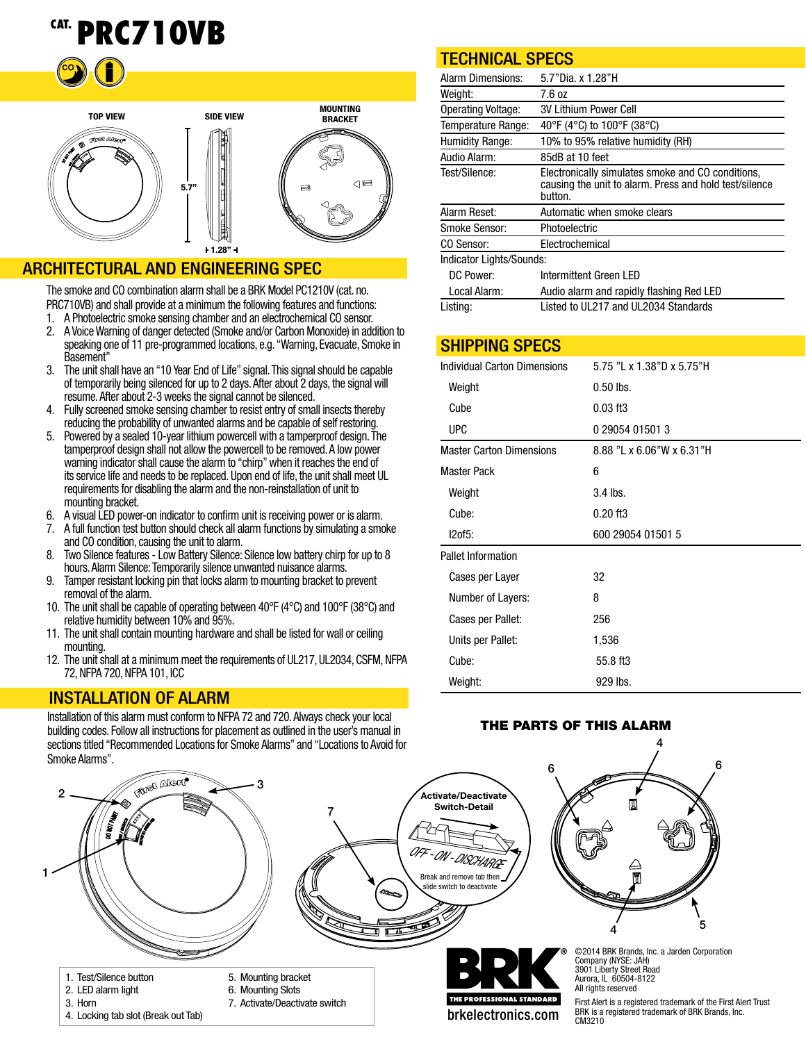# CAT. PRC710VB

TOP VIEW

SIDE VIEW

MOUNTING BRACKET

5.7"

1.28"

## ARCHITECTURAL AND ENGINEERING SPEC

The smoke and CO combination alarm shall be a BRK Model PC1210V (cat. no. PRC710VB) and shall provide at a minimum the following features and functions:

1. A Photoelectric smoke sensing chamber and an electrochemical CO sensor.
2. A Voice Warning of danger detected (Smoke and/or Carbon Monoxide) in addition to speaking one of 11 pre-programmed locations, e.g. "Warning, Evacuate, Smoke in Basement"
3. The unit shall have an "10 Year End of Life" signal. This signal should be capable of temporarily being silenced for up to 2 days. After about 2 days, the signal will resume. After about 2-3 weeks the signal cannot be silenced.
4. Fully screened smoke sensing chamber to resist entry of small insects thereby reducing the probability of unwanted alarms and be capable of self restoring.
5. Powered by a sealed 10-year lithium powercell with a tamperproof design. The tamperproof design shall not allow the powercell to be removed. A low power warning indicator shall cause the alarm to "chirp" when it reaches the end of its service life and needs to be replaced. Upon end of life, the unit shall meet UL requirements for disabling the alarm and the non-reinstallation of unit to mounting bracket.
6. A visual LED power-on indicator to confirm unit is receiving power or is alarm.
7. A full function test button should check all alarm functions by simulating a smoke and CO condition, causing the unit to alarm.
8. Two Silence features - Low Battery Silence: Silence low battery chirp for up to 8 hours. Alarm Silence: Temporarily silence unwanted nuisance alarms.
9. Tamper resistant locking pin that locks alarm to mounting bracket to prevent removal of the alarm.
10. The unit shall be capable of operating between 40°F (4°C) and 100°F (38°C) and relative humidity between 10% and 95%.
11. The unit shall contain mounting hardware and shall be listed for wall or ceiling mounting.
12. The unit shall at a minimum meet the requirements of UL217, UL2034, CSFM, NFPA 72, NFPA 720, NFPA 101, ICC

## INSTALLATION OF ALARM

Installation of this alarm must conform to NFPA 72 and 720. Always check your local building codes. Follow all instructions for placement as outlined in the user's manual in sections titled "Recommended Locations for Smoke Alarms" and "Locations to Avoid for Smoke Alarms".

## TECHNICAL SPECS

| | |
|---|---|
| Alarm Dimensions: | 5.7"Dia. x 1.28"H |
| Weight: | 7.6 oz |
| Operating Voltage: | 3V Lithium Power Cell |
| Temperature Range: | 40°F (4°C) to 100°F (38°C) |
| Humidity Range: | 10% to 95% relative humidity (RH) |
| Audio Alarm: | 85dB at 10 feet |
| Test/Silence: | Electronically simulates smoke and CO conditions, causing the unit to alarm. Press and hold test/silence button. |
| Alarm Reset: | Automatic when smoke clears |
| Smoke Sensor: | Photoelectric |
| CO Sensor: | Electrochemical |
| Indicator Lights/Sounds: | |
| DC Power: | Intermittent Green LED |
| Local Alarm: | Audio alarm and rapidly flashing Red LED |
| Listing: | Listed to UL217 and UL2034 Standards |

## SHIPPING SPECS

| | |
|---|---|
| Individual Carton Dimensions | 5.75 "L x 1.38"D x 5.75"H |
| Weight | 0.50 lbs. |
| Cube | 0.03 ft3 |
| UPC | 0 29054 01501 3 |
| Master Carton Dimensions | 8.88 "L x 6.06"W x 6.31"H |
| Master Pack | 6 |
| Weight | 3.4 lbs. |
| Cube: | 0.20 ft3 |
| I2of5: | 600 29054 01501 5 |
| Pallet Information | |
| Cases per Layer | 32 |
| Number of Layers: | 8 |
| Cases per Pallet: | 256 |
| Units per Pallet: | 1,536 |
| Cube: | 55.8 ft3 |
| Weight: | 929 lbs. |

### THE PARTS OF THIS ALARM

Activate/Deactivate Switch-Detail

OFF - ON - DISCHARGE

Break and remove tab then slide switch to deactivate

1. Test/Silence button
2. LED alarm light
3. Horn
4. Locking tab slot (Break out Tab)
5. Mounting bracket
6. Mounting Slots
7. Activate/Deactivate switch

BRK® THE PROFESSIONAL STANDARD

brkelectronics.com

©2014 BRK Brands, Inc. a Jarden Corporation Company (NYSE: JAH)
3901 Liberty Street Road
Aurora, IL 60504-8122
All rights reserved

First Alert is a registered trademark of the First Alert Trust
BRK is a registered trademark of BRK Brands, Inc.
CM3210